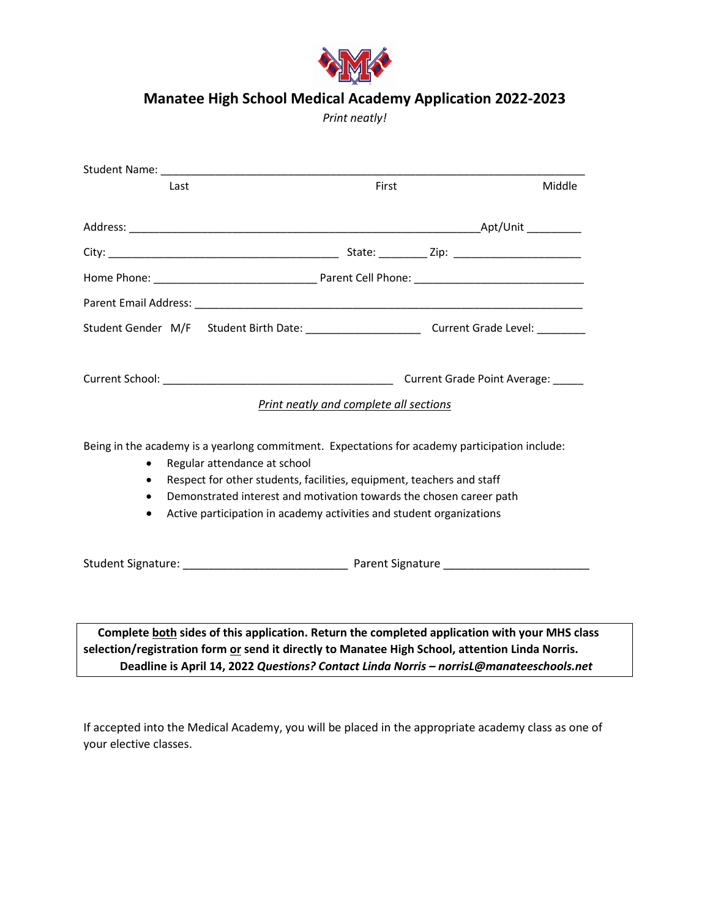# Manatee High School Medical Academy Application 2022-2023

*Print neatly!*

Student Name: ___________________________________________________________________

Last                                        First                                        Middle

Address: ______________________________________________________Apt/Unit _________

City: ____________________________________ State: ________ Zip: ____________________

Home Phone: __________________________ Parent Cell Phone: ___________________________

Parent Email Address: _______________________________________________________________

Student Gender  M/F   Student Birth Date: __________________  Current Grade Level: ________

Current School: ____________________________________ Current Grade Point Average: _____

*Print neatly and complete all sections*

Being in the academy is a yearlong commitment. Expectations for academy participation include:

- Regular attendance at school
- Respect for other students, facilities, equipment, teachers and staff
- Demonstrated interest and motivation towards the chosen career path
- Active participation in academy activities and student organizations

Student Signature: _________________________ Parent Signature _______________________

**Complete both sides of this application. Return the completed application with your MHS class selection/registration form or send it directly to Manatee High School, attention Linda Norris. Deadline is April 14, 2022 *Questions? Contact Linda Norris – norrisL@manateeschools.net***

If accepted into the Medical Academy, you will be placed in the appropriate academy class as one of your elective classes.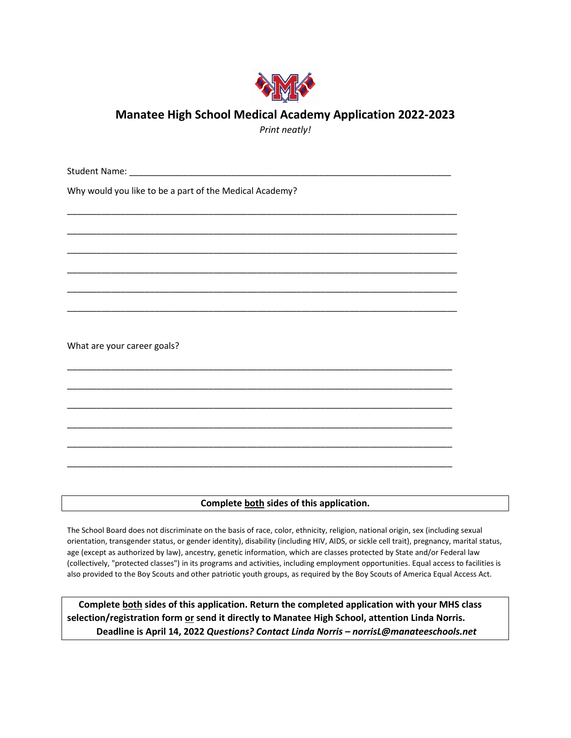## Manatee High School Medical Academy Application 2022-2023

*Print neatly!*

Student Name: ___________________________________________________________________

Why would you like to be a part of the Medical Academy?

_____________________________________________________________________________

_____________________________________________________________________________

_____________________________________________________________________________

_____________________________________________________________________________

_____________________________________________________________________________

_____________________________________________________________________________

What are your career goals?

_____________________________________________________________________________

_____________________________________________________________________________

_____________________________________________________________________________

_____________________________________________________________________________

_____________________________________________________________________________

_____________________________________________________________________________

**Complete both sides of this application.**

The School Board does not discriminate on the basis of race, color, ethnicity, religion, national origin, sex (including sexual orientation, transgender status, or gender identity), disability (including HIV, AIDS, or sickle cell trait), pregnancy, marital status, age (except as authorized by law), ancestry, genetic information, which are classes protected by State and/or Federal law (collectively, "protected classes") in its programs and activities, including employment opportunities. Equal access to facilities is also provided to the Boy Scouts and other patriotic youth groups, as required by the Boy Scouts of America Equal Access Act.

**Complete both sides of this application. Return the completed application with your MHS class selection/registration form or send it directly to Manatee High School, attention Linda Norris. Deadline is April 14, 2022** ***Questions? Contact Linda Norris – norrisL@manateeschools.net***